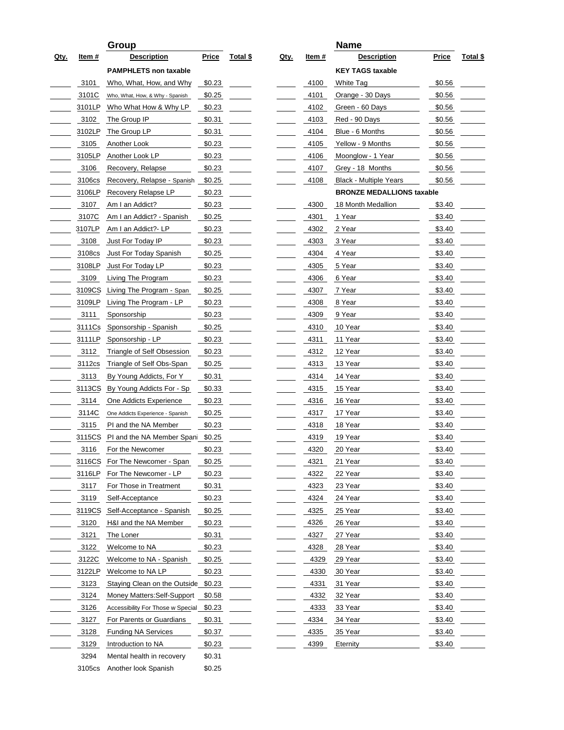| | | Group | | | | | Name | | |
|---|---|---|---|---|---|---|---|---|---|
| Qty. | Item # | Description | Price | Total $ | Qty. | Item # | Description | Price | Total $ |
| | | **PAMPHLETS non taxable** | | | | | **KEY TAGS taxable** | | |
| | 3101 | Who, What, How, and Why | $0.23 | | | 4100 | White Tag | $0.56 | |
| | 3101C | Who, What, How, & Why - Spanish | $0.25 | | | 4101 | Orange - 30 Days | $0.56 | |
| | 3101LP | Who What How & Why LP | $0.23 | | | 4102 | Green - 60 Days | $0.56 | |
| | 3102 | The Group IP | $0.31 | | | 4103 | Red - 90 Days | $0.56 | |
| | 3102LP | The Group LP | $0.31 | | | 4104 | Blue - 6 Months | $0.56 | |
| | 3105 | Another Look | $0.23 | | | 4105 | Yellow - 9 Months | $0.56 | |
| | 3105LP | Another Look LP | $0.23 | | | 4106 | Moonglow - 1 Year | $0.56 | |
| | 3106 | Recovery, Relapse | $0.23 | | | 4107 | Grey - 18 Months | $0.56 | |
| | 3106cs | Recovery, Relapse - Spanish | $0.25 | | | 4108 | Black - Multiple Years | $0.56 | |
| | 3106LP | Recovery Relapse LP | $0.23 | | | | **BRONZE MEDALLIONS taxable** | | |
| | 3107 | Am I an Addict? | $0.23 | | | 4300 | 18 Month Medallion | $3.40 | |
| | 3107C | Am I an Addict? - Spanish | $0.25 | | | 4301 | 1 Year | $3.40 | |
| | 3107LP | Am I an Addict?- LP | $0.23 | | | 4302 | 2 Year | $3.40 | |
| | 3108 | Just For Today IP | $0.23 | | | 4303 | 3 Year | $3.40 | |
| | 3108cs | Just For Today Spanish | $0.25 | | | 4304 | 4 Year | $3.40 | |
| | 3108LP | Just For Today LP | $0.23 | | | 4305 | 5 Year | $3.40 | |
| | 3109 | Living The Program | $0.23 | | | 4306 | 6 Year | $3.40 | |
| | 3109CS | Living The Program - Span | $0.25 | | | 4307 | 7 Year | $3.40 | |
| | 3109LP | Living The Program - LP | $0.23 | | | 4308 | 8 Year | $3.40 | |
| | 3111 | Sponsorship | $0.23 | | | 4309 | 9 Year | $3.40 | |
| | 3111Cs | Sponsorship - Spanish | $0.25 | | | 4310 | 10 Year | $3.40 | |
| | 3111LP | Sponsorship - LP | $0.23 | | | 4311 | 11 Year | $3.40 | |
| | 3112 | Triangle of Self Obsession | $0.23 | | | 4312 | 12 Year | $3.40 | |
| | 3112cs | Triangle of Self Obs-Span | $0.25 | | | 4313 | 13 Year | $3.40 | |
| | 3113 | By Young Addicts, For Y | $0.31 | | | 4314 | 14 Year | $3.40 | |
| | 3113CS | By Young Addicts For - Sp | $0.33 | | | 4315 | 15 Year | $3.40 | |
| | 3114 | One Addicts Experience | $0.23 | | | 4316 | 16 Year | $3.40 | |
| | 3114C | One Addicts Experience - Spanish | $0.25 | | | 4317 | 17 Year | $3.40 | |
| | 3115 | PI and the NA Member | $0.23 | | | 4318 | 18 Year | $3.40 | |
| | 3115CS | PI and the NA Member Spani | $0.25 | | | 4319 | 19 Year | $3.40 | |
| | 3116 | For the Newcomer | $0.23 | | | 4320 | 20 Year | $3.40 | |
| | 3116CS | For The Newcomer - Span | $0.25 | | | 4321 | 21 Year | $3.40 | |
| | 3116LP | For The Newcomer - LP | $0.23 | | | 4322 | 22 Year | $3.40 | |
| | 3117 | For Those in Treatment | $0.31 | | | 4323 | 23 Year | $3.40 | |
| | 3119 | Self-Acceptance | $0.23 | | | 4324 | 24 Year | $3.40 | |
| | 3119CS | Self-Acceptance - Spanish | $0.25 | | | 4325 | 25 Year | $3.40 | |
| | 3120 | H&I and the NA Member | $0.23 | | | 4326 | 26 Year | $3.40 | |
| | 3121 | The Loner | $0.31 | | | 4327 | 27 Year | $3.40 | |
| | 3122 | Welcome to NA | $0.23 | | | 4328 | 28 Year | $3.40 | |
| | 3122C | Welcome to NA - Spanish | $0.25 | | | 4329 | 29 Year | $3.40 | |
| | 3122LP | Welcome to NA LP | $0.23 | | | 4330 | 30 Year | $3.40 | |
| | 3123 | Staying Clean on the Outside | $0.23 | | | 4331 | 31 Year | $3.40 | |
| | 3124 | Money Matters:Self-Support | $0.58 | | | 4332 | 32 Year | $3.40 | |
| | 3126 | Accessibility For Those w Special | $0.23 | | | 4333 | 33 Year | $3.40 | |
| | 3127 | For Parents or Guardians | $0.31 | | | 4334 | 34 Year | $3.40 | |
| | 3128 | Funding NA Services | $0.37 | | | 4335 | 35 Year | $3.40 | |
| | 3129 | Introduction to NA | $0.23 | | | 4399 | Eternity | $3.40 | |
| | 3294 | Mental health in recovery | $0.31 | | | | | | |
| | 3105cs | Another look Spanish | $0.25 | | | | | | |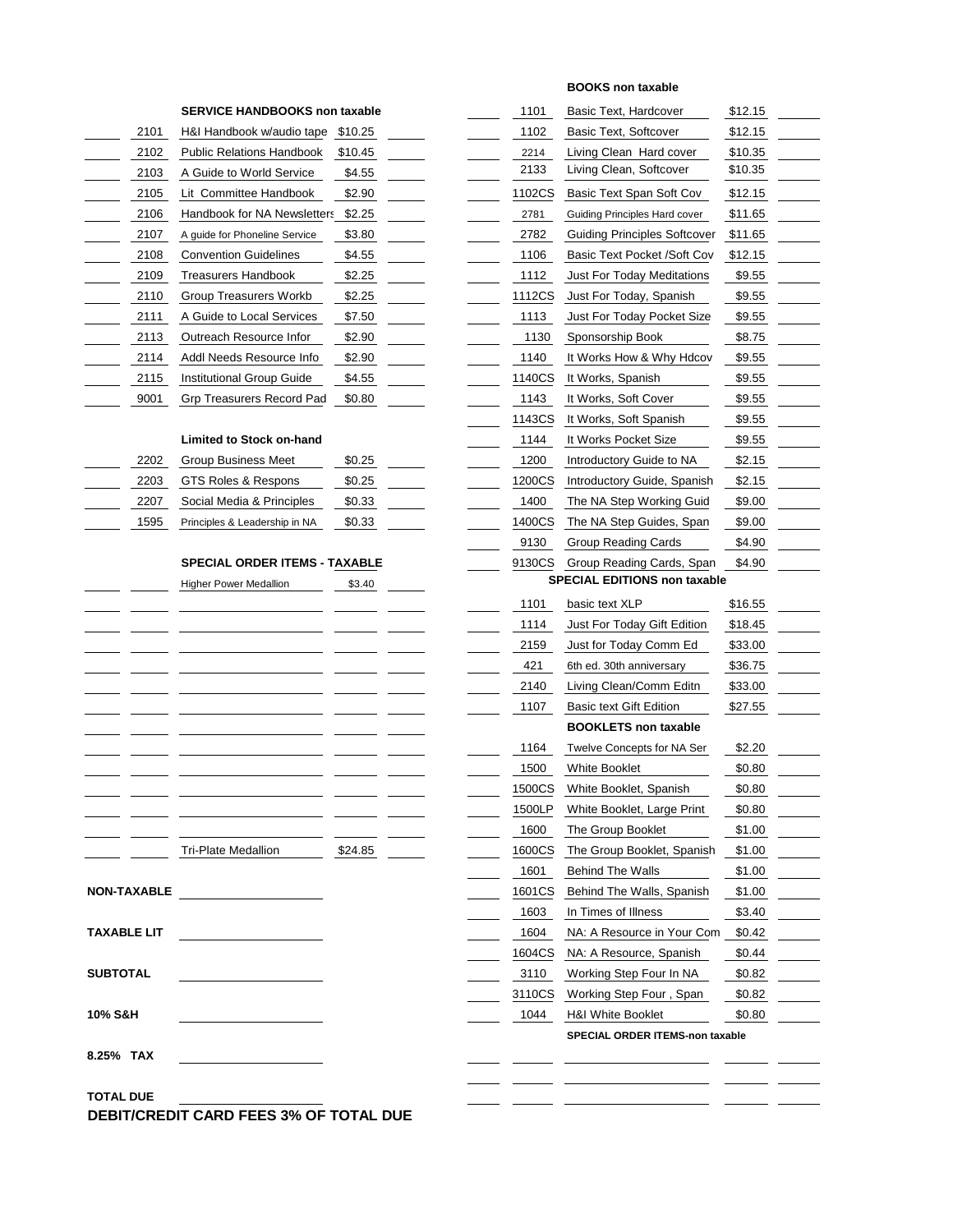### SERVICE HANDBOOKS non taxable

| Qty | Item # | Description | Price | Total |
|---|---|---|---|---|
| | 2101 | H&I Handbook w/audio tape | $10.25 | |
| | 2102 | Public Relations Handbook | $10.45 | |
| | 2103 | A Guide to World Service | $4.55 | |
| | 2105 | Lit Committee Handbook | $2.90 | |
| | 2106 | Handbook for NA Newsletters | $2.25 | |
| | 2107 | A guide for Phoneline Service | $3.80 | |
| | 2108 | Convention Guidelines | $4.55 | |
| | 2109 | Treasurers Handbook | $2.25 | |
| | 2110 | Group Treasurers Workb | $2.25 | |
| | 2111 | A Guide to Local Services | $7.50 | |
| | 2113 | Outreach Resource Infor | $2.90 | |
| | 2114 | Addl Needs Resource Info | $2.90 | |
| | 2115 | Institutional Group Guide | $4.55 | |
| | 9001 | Grp Treasurers Record Pad | $0.80 | |

### Limited to Stock on-hand

| Qty | Item # | Description | Price | Total |
|---|---|---|---|---|
| | 2202 | Group Business Meet | $0.25 | |
| | 2203 | GTS Roles & Respons | $0.25 | |
| | 2207 | Social Media & Principles | $0.33 | |
| | 1595 | Principles & Leadership in NA | $0.33 | |

### SPECIAL ORDER ITEMS - TAXABLE

| Qty | Item # | Description | Price | Total |
|---|---|---|---|---|
| | | Higher Power Medallion | $3.40 | |
| | | | | |
| | | | | |
| | | | | |
| | | | | |
| | | | | |
| | | | | |
| | | | | |
| | | | | |
| | | | | |
| | | | | |
| | | | | |
| | | Tri-Plate Medallion | $24.85 | |

**NON-TAXABLE** ____________

**TAXABLE LIT** ____________

**SUBTOTAL** ____________

**10% S&H** ____________

**8.25% TAX** ____________

**TOTAL DUE** ____________

**DEBIT/CREDIT CARD FEES 3% OF TOTAL DUE**

### BOOKS non taxable

| Qty | Item # | Description | Price | Total |
|---|---|---|---|---|
| | 1101 | Basic Text, Hardcover | $12.15 | |
| | 1102 | Basic Text, Softcover | $12.15 | |
| | 2214 | Living Clean Hard cover | $10.35 | |
| | 2133 | Living Clean, Softcover | $10.35 | |
| | 1102CS | Basic Text Span Soft Cov | $12.15 | |
| | 2781 | Guiding Principles Hard cover | $11.65 | |
| | 2782 | Guiding Principles Softcover | $11.65 | |
| | 1106 | Basic Text Pocket /Soft Cov | $12.15 | |
| | 1112 | Just For Today Meditations | $9.55 | |
| | 1112CS | Just For Today, Spanish | $9.55 | |
| | 1113 | Just For Today Pocket Size | $9.55 | |
| | 1130 | Sponsorship Book | $8.75 | |
| | 1140 | It Works How & Why Hdcov | $9.55 | |
| | 1140CS | It Works, Spanish | $9.55 | |
| | 1143 | It Works, Soft Cover | $9.55 | |
| | 1143CS | It Works, Soft Spanish | $9.55 | |
| | 1144 | It Works Pocket Size | $9.55 | |
| | 1200 | Introductory Guide to NA | $2.15 | |
| | 1200CS | Introductory Guide, Spanish | $2.15 | |
| | 1400 | The NA Step Working Guid | $9.00 | |
| | 1400CS | The NA Step Guides, Span | $9.00 | |
| | 9130 | Group Reading Cards | $4.90 | |
| | 9130CS | Group Reading Cards, Span | $4.90 | |

### SPECIAL EDITIONS non taxable

| Qty | Item # | Description | Price | Total |
|---|---|---|---|---|
| | 1101 | basic text XLP | $16.55 | |
| | 1114 | Just For Today Gift Edition | $18.45 | |
| | 2159 | Just for Today Comm Ed | $33.00 | |
| | 421 | 6th ed. 30th anniversary | $36.75 | |
| | 2140 | Living Clean/Comm Editn | $33.00 | |
| | 1107 | Basic text Gift Edition | $27.55 | |

### BOOKLETS non taxable

| Qty | Item # | Description | Price | Total |
|---|---|---|---|---|
| | 1164 | Twelve Concepts for NA Ser | $2.20 | |
| | 1500 | White Booklet | $0.80 | |
| | 1500CS | White Booklet, Spanish | $0.80 | |
| | 1500LP | White Booklet, Large Print | $0.80 | |
| | 1600 | The Group Booklet | $1.00 | |
| | 1600CS | The Group Booklet, Spanish | $1.00 | |
| | 1601 | Behind The Walls | $1.00 | |
| | 1601CS | Behind The Walls, Spanish | $1.00 | |
| | 1603 | In Times of Illness | $3.40 | |
| | 1604 | NA: A Resource in Your Com | $0.42 | |
| | 1604CS | NA: A Resource, Spanish | $0.44 | |
| | 3110 | Working Step Four In NA | $0.82 | |
| | 3110CS | Working Step Four , Span | $0.82 | |
| | 1044 | H&I White Booklet | $0.80 | |

### SPECIAL ORDER ITEMS-non taxable

| Qty | Item # | Description | Price | Total |
|---|---|---|---|---|
| | | | | |
| | | | | |
| | | | | |